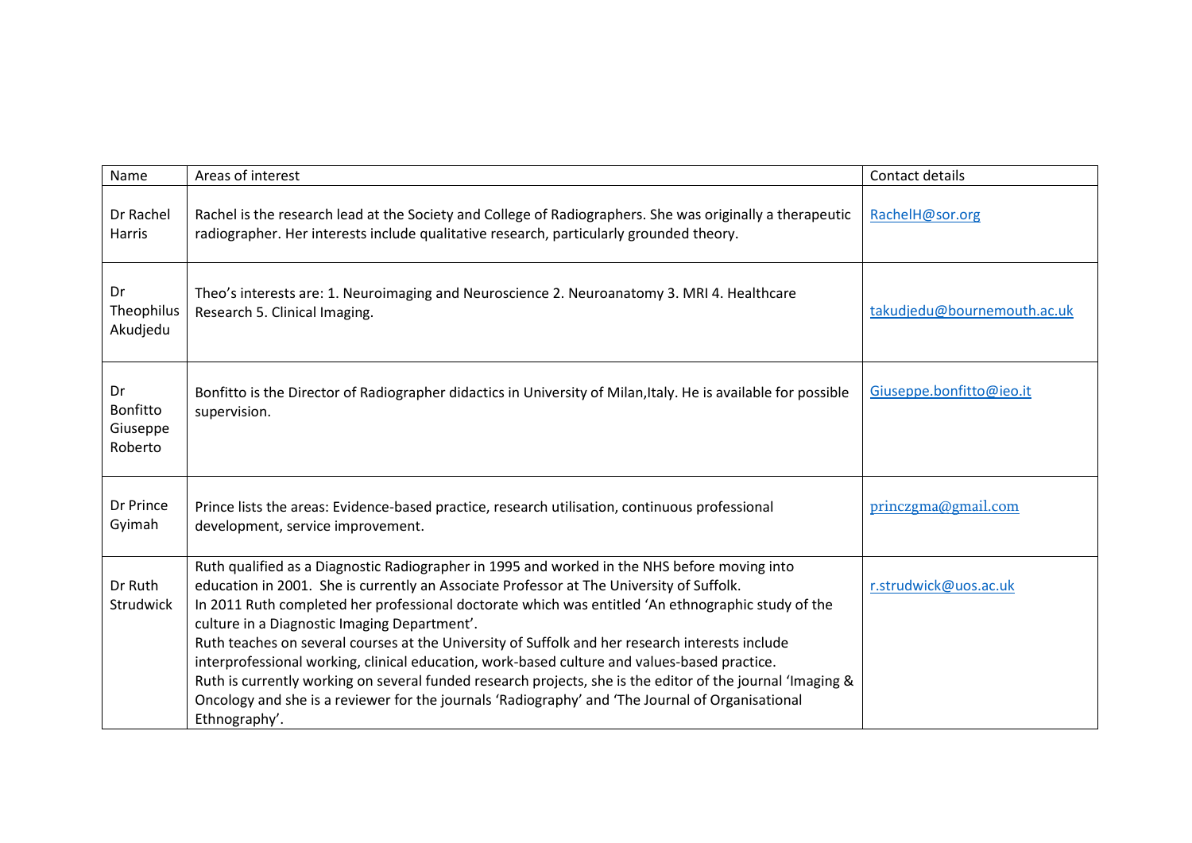| Name | Areas of interest | Contact details |
|---|---|---|
| Dr Rachel Harris | Rachel is the research lead at the Society and College of Radiographers. She was originally a therapeutic radiographer. Her interests include qualitative research, particularly grounded theory. | RachelH@sor.org |
| Dr Theophilus Akudjedu | Theo's interests are: 1. Neuroimaging and Neuroscience 2. Neuroanatomy 3. MRI 4. Healthcare Research 5. Clinical Imaging. | takudjedu@bournemouth.ac.uk |
| Dr Bonfitto Giuseppe Roberto | Bonfitto is the Director of Radiographer didactics in University of Milan,Italy. He is available for possible supervision. | Giuseppe.bonfitto@ieo.it |
| Dr Prince Gyimah | Prince lists the areas: Evidence-based practice, research utilisation, continuous professional development, service improvement. | princzgma@gmail.com |
| Dr Ruth Strudwick | Ruth qualified as a Diagnostic Radiographer in 1995 and worked in the NHS before moving into education in 2001. She is currently an Associate Professor at The University of Suffolk.<br>In 2011 Ruth completed her professional doctorate which was entitled 'An ethnographic study of the culture in a Diagnostic Imaging Department'.<br>Ruth teaches on several courses at the University of Suffolk and her research interests include interprofessional working, clinical education, work-based culture and values-based practice.<br>Ruth is currently working on several funded research projects, she is the editor of the journal 'Imaging & Oncology and she is a reviewer for the journals 'Radiography' and 'The Journal of Organisational Ethnography'. | r.strudwick@uos.ac.uk |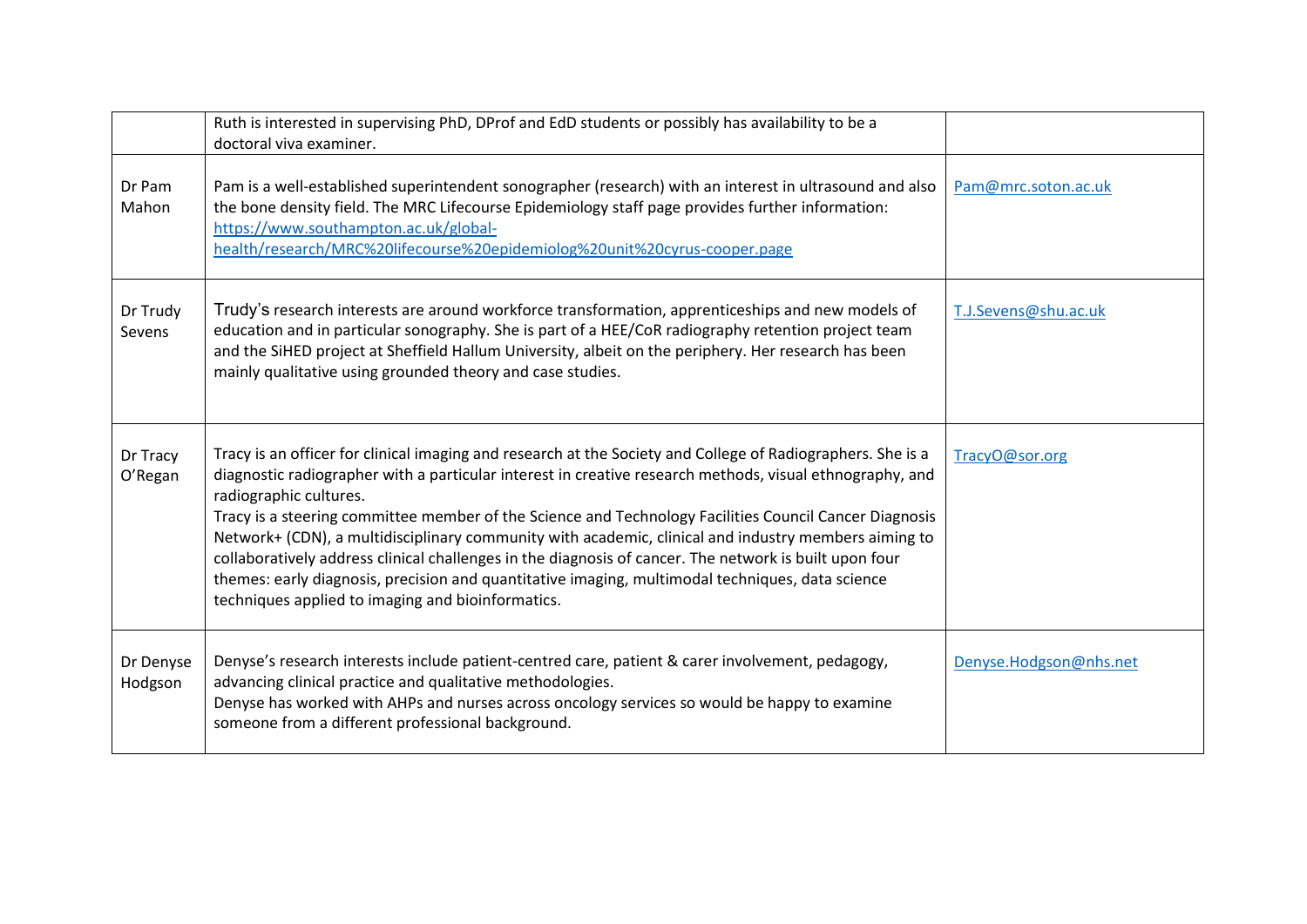| | | |
|---|---|---|
| | Ruth is interested in supervising PhD, DProf and EdD students or possibly has availability to be a doctoral viva examiner. | |
| Dr Pam Mahon | Pam is a well-established superintendent sonographer (research) with an interest in ultrasound and also the bone density field. The MRC Lifecourse Epidemiology staff page provides further information: https://www.southampton.ac.uk/global-health/research/MRC%20lifecourse%20epidemiolog%20unit%20cyrus-cooper.page | Pam@mrc.soton.ac.uk |
| Dr Trudy Sevens | Trudy's research interests are around workforce transformation, apprenticeships and new models of education and in particular sonography. She is part of a HEE/CoR radiography retention project team and the SiHED project at Sheffield Hallum University, albeit on the periphery. Her research has been mainly qualitative using grounded theory and case studies. | T.J.Sevens@shu.ac.uk |
| Dr Tracy O'Regan | Tracy is an officer for clinical imaging and research at the Society and College of Radiographers. She is a diagnostic radiographer with a particular interest in creative research methods, visual ethnography, and radiographic cultures.<br>Tracy is a steering committee member of the Science and Technology Facilities Council Cancer Diagnosis Network+ (CDN), a multidisciplinary community with academic, clinical and industry members aiming to collaboratively address clinical challenges in the diagnosis of cancer. The network is built upon four themes: early diagnosis, precision and quantitative imaging, multimodal techniques, data science techniques applied to imaging and bioinformatics. | TracyO@sor.org |
| Dr Denyse Hodgson | Denyse's research interests include patient-centred care, patient & carer involvement, pedagogy, advancing clinical practice and qualitative methodologies.<br>Denyse has worked with AHPs and nurses across oncology services so would be happy to examine someone from a different professional background. | Denyse.Hodgson@nhs.net |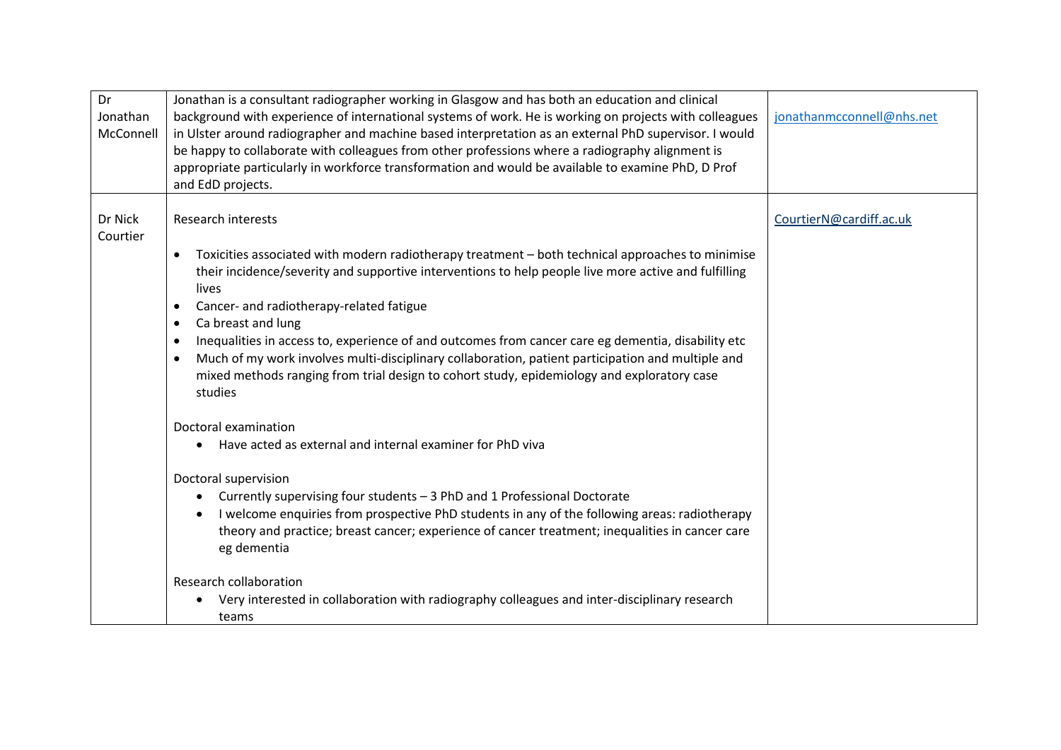| Dr Jonathan McConnell | Jonathan is a consultant radiographer working in Glasgow and has both an education and clinical background with experience of international systems of work. He is working on projects with colleagues in Ulster around radiographer and machine based interpretation as an external PhD supervisor. I would be happy to collaborate with colleagues from other professions where a radiography alignment is appropriate particularly in workforce transformation and would be available to examine PhD, D Prof and EdD projects. | jonathanmcconnell@nhs.net |
|---|---|---|
| Dr Nick Courtier | Research interests<br><br>• Toxicities associated with modern radiotherapy treatment – both technical approaches to minimise their incidence/severity and supportive interventions to help people live more active and fulfilling lives<br>• Cancer- and radiotherapy-related fatigue<br>• Ca breast and lung<br>• Inequalities in access to, experience of and outcomes from cancer care eg dementia, disability etc<br>• Much of my work involves multi-disciplinary collaboration, patient participation and multiple and mixed methods ranging from trial design to cohort study, epidemiology and exploratory case studies<br><br>Doctoral examination<br>• Have acted as external and internal examiner for PhD viva<br><br>Doctoral supervision<br>• Currently supervising four students – 3 PhD and 1 Professional Doctorate<br>• I welcome enquiries from prospective PhD students in any of the following areas: radiotherapy theory and practice; breast cancer; experience of cancer treatment; inequalities in cancer care eg dementia<br><br>Research collaboration<br>• Very interested in collaboration with radiography colleagues and inter-disciplinary research teams | CourtierN@cardiff.ac.uk |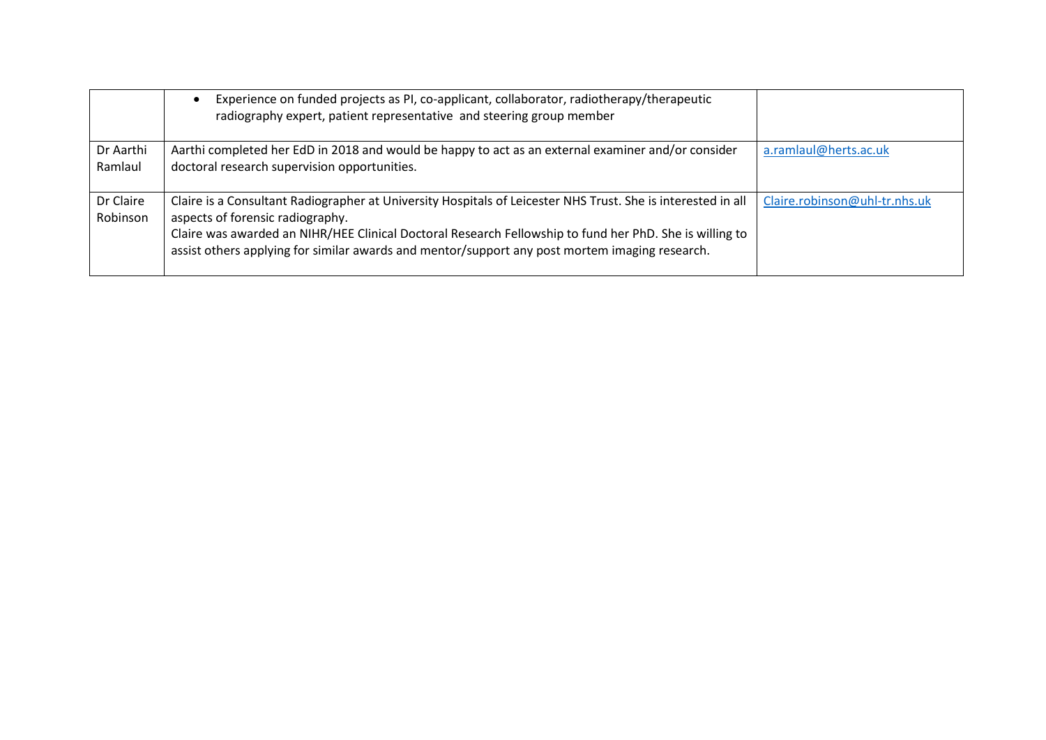| | | |
|---|---|---|
| | • Experience on funded projects as PI, co-applicant, collaborator, radiotherapy/therapeutic radiography expert, patient representative and steering group member | |
| Dr Aarthi Ramlaul | Aarthi completed her EdD in 2018 and would be happy to act as an external examiner and/or consider doctoral research supervision opportunities. | a.ramlaul@herts.ac.uk |
| Dr Claire Robinson | Claire is a Consultant Radiographer at University Hospitals of Leicester NHS Trust. She is interested in all aspects of forensic radiography.<br>Claire was awarded an NIHR/HEE Clinical Doctoral Research Fellowship to fund her PhD. She is willing to assist others applying for similar awards and mentor/support any post mortem imaging research. | Claire.robinson@uhl-tr.nhs.uk |